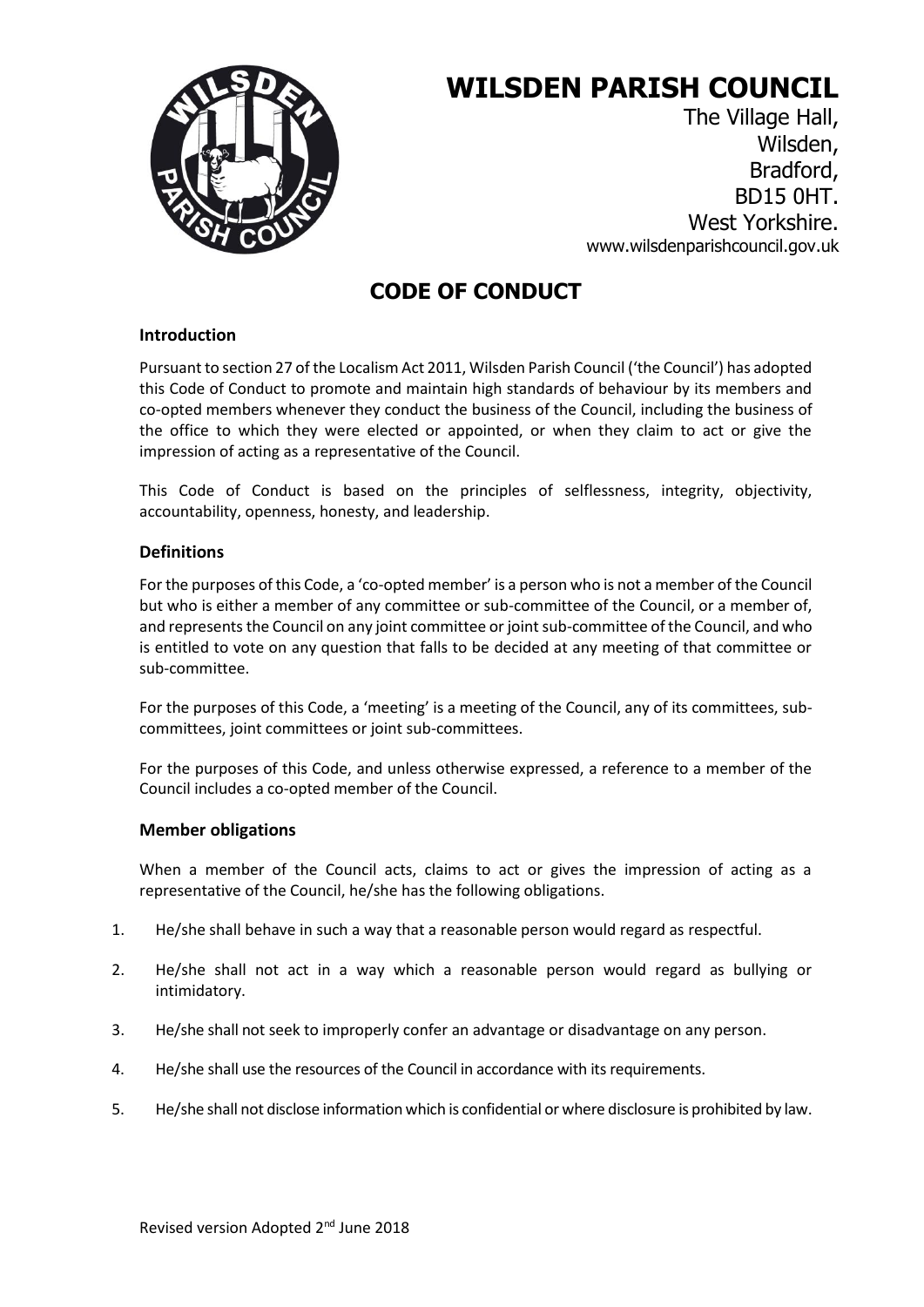# WILSDEN PARISH COUNCIL

The Village Hall,
Wilsden,
Bradford,
BD15 0HT.
West Yorkshire.
www.wilsdenparishcouncil.gov.uk

## CODE OF CONDUCT

### Introduction

Pursuant to section 27 of the Localism Act 2011, Wilsden Parish Council ('the Council') has adopted this Code of Conduct to promote and maintain high standards of behaviour by its members and co-opted members whenever they conduct the business of the Council, including the business of the office to which they were elected or appointed, or when they claim to act or give the impression of acting as a representative of the Council.

This Code of Conduct is based on the principles of selflessness, integrity, objectivity, accountability, openness, honesty, and leadership.

### Definitions

For the purposes of this Code, a 'co-opted member' is a person who is not a member of the Council but who is either a member of any committee or sub-committee of the Council, or a member of, and represents the Council on any joint committee or joint sub-committee of the Council, and who is entitled to vote on any question that falls to be decided at any meeting of that committee or sub-committee.

For the purposes of this Code, a 'meeting' is a meeting of the Council, any of its committees, sub-committees, joint committees or joint sub-committees.

For the purposes of this Code, and unless otherwise expressed, a reference to a member of the Council includes a co-opted member of the Council.

### Member obligations

When a member of the Council acts, claims to act or gives the impression of acting as a representative of the Council, he/she has the following obligations.

1. He/she shall behave in such a way that a reasonable person would regard as respectful.
2. He/she shall not act in a way which a reasonable person would regard as bullying or intimidatory.
3. He/she shall not seek to improperly confer an advantage or disadvantage on any person.
4. He/she shall use the resources of the Council in accordance with its requirements.
5. He/she shall not disclose information which is confidential or where disclosure is prohibited by law.

Revised version Adopted 2nd June 2018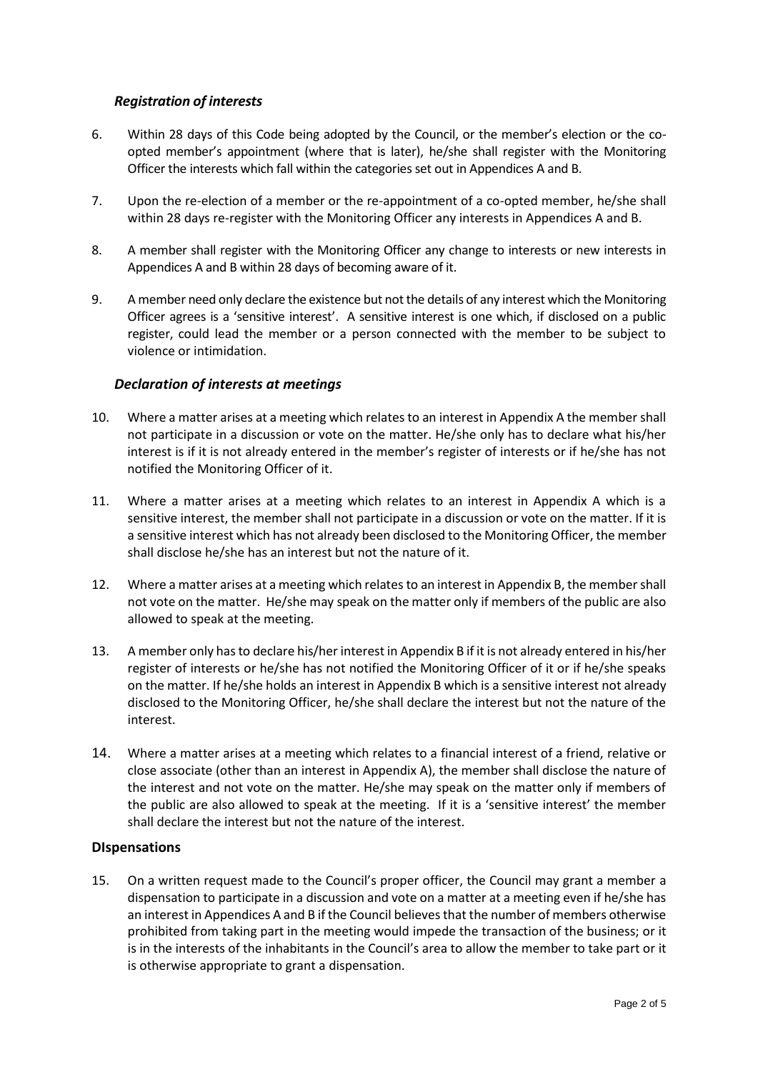### *Registration of interests*

6. Within 28 days of this Code being adopted by the Council, or the member's election or the co-opted member's appointment (where that is later), he/she shall register with the Monitoring Officer the interests which fall within the categories set out in Appendices A and B.

7. Upon the re-election of a member or the re-appointment of a co-opted member, he/she shall within 28 days re-register with the Monitoring Officer any interests in Appendices A and B.

8. A member shall register with the Monitoring Officer any change to interests or new interests in Appendices A and B within 28 days of becoming aware of it.

9. A member need only declare the existence but not the details of any interest which the Monitoring Officer agrees is a 'sensitive interest'. A sensitive interest is one which, if disclosed on a public register, could lead the member or a person connected with the member to be subject to violence or intimidation.

### *Declaration of interests at meetings*

10. Where a matter arises at a meeting which relates to an interest in Appendix A the member shall not participate in a discussion or vote on the matter. He/she only has to declare what his/her interest is if it is not already entered in the member's register of interests or if he/she has not notified the Monitoring Officer of it.

11. Where a matter arises at a meeting which relates to an interest in Appendix A which is a sensitive interest, the member shall not participate in a discussion or vote on the matter. If it is a sensitive interest which has not already been disclosed to the Monitoring Officer, the member shall disclose he/she has an interest but not the nature of it.

12. Where a matter arises at a meeting which relates to an interest in Appendix B, the member shall not vote on the matter. He/she may speak on the matter only if members of the public are also allowed to speak at the meeting.

13. A member only has to declare his/her interest in Appendix B if it is not already entered in his/her register of interests or he/she has not notified the Monitoring Officer of it or if he/she speaks on the matter. If he/she holds an interest in Appendix B which is a sensitive interest not already disclosed to the Monitoring Officer, he/she shall declare the interest but not the nature of the interest.

14. Where a matter arises at a meeting which relates to a financial interest of a friend, relative or close associate (other than an interest in Appendix A), the member shall disclose the nature of the interest and not vote on the matter. He/she may speak on the matter only if members of the public are also allowed to speak at the meeting. If it is a 'sensitive interest' the member shall declare the interest but not the nature of the interest.

### **DIspensations**

15. On a written request made to the Council's proper officer, the Council may grant a member a dispensation to participate in a discussion and vote on a matter at a meeting even if he/she has an interest in Appendices A and B if the Council believes that the number of members otherwise prohibited from taking part in the meeting would impede the transaction of the business; or it is in the interests of the inhabitants in the Council's area to allow the member to take part or it is otherwise appropriate to grant a dispensation.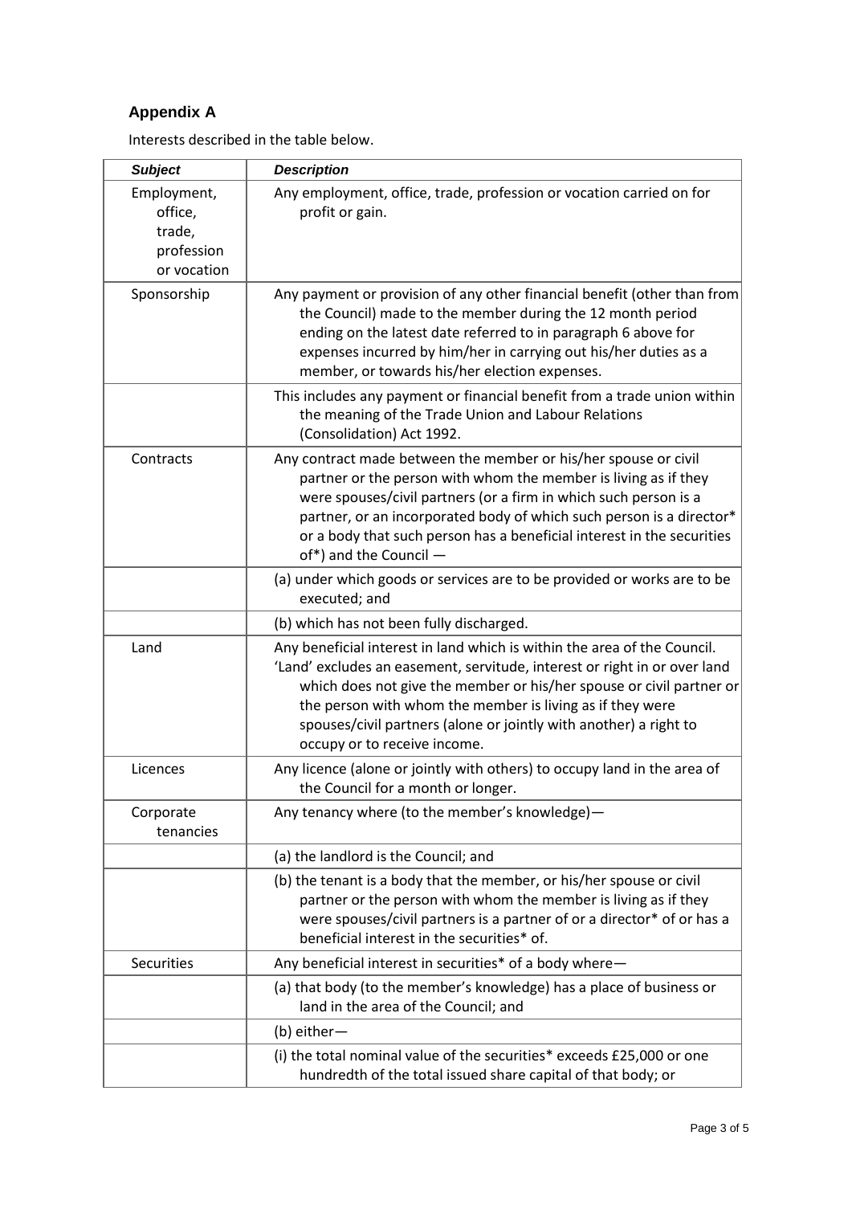## Appendix A

Interests described in the table below.

| *Subject* | *Description* |
|---|---|
| Employment, office, trade, profession or vocation | Any employment, office, trade, profession or vocation carried on for profit or gain. |
| Sponsorship | Any payment or provision of any other financial benefit (other than from the Council) made to the member during the 12 month period ending on the latest date referred to in paragraph 6 above for expenses incurred by him/her in carrying out his/her duties as a member, or towards his/her election expenses. |
| | This includes any payment or financial benefit from a trade union within the meaning of the Trade Union and Labour Relations (Consolidation) Act 1992. |
| Contracts | Any contract made between the member or his/her spouse or civil partner or the person with whom the member is living as if they were spouses/civil partners (or a firm in which such person is a partner, or an incorporated body of which such person is a director* or a body that such person has a beneficial interest in the securities of*) and the Council — |
| | (a) under which goods or services are to be provided or works are to be executed; and |
| | (b) which has not been fully discharged. |
| Land | Any beneficial interest in land which is within the area of the Council. 'Land' excludes an easement, servitude, interest or right in or over land which does not give the member or his/her spouse or civil partner or the person with whom the member is living as if they were spouses/civil partners (alone or jointly with another) a right to occupy or to receive income. |
| Licences | Any licence (alone or jointly with others) to occupy land in the area of the Council for a month or longer. |
| Corporate tenancies | Any tenancy where (to the member's knowledge)— |
| | (a) the landlord is the Council; and |
| | (b) the tenant is a body that the member, or his/her spouse or civil partner or the person with whom the member is living as if they were spouses/civil partners is a partner of or a director* of or has a beneficial interest in the securities* of. |
| Securities | Any beneficial interest in securities* of a body where— |
| | (a) that body (to the member's knowledge) has a place of business or land in the area of the Council; and |
| | (b) either— |
| | (i) the total nominal value of the securities* exceeds £25,000 or one hundredth of the total issued share capital of that body; or |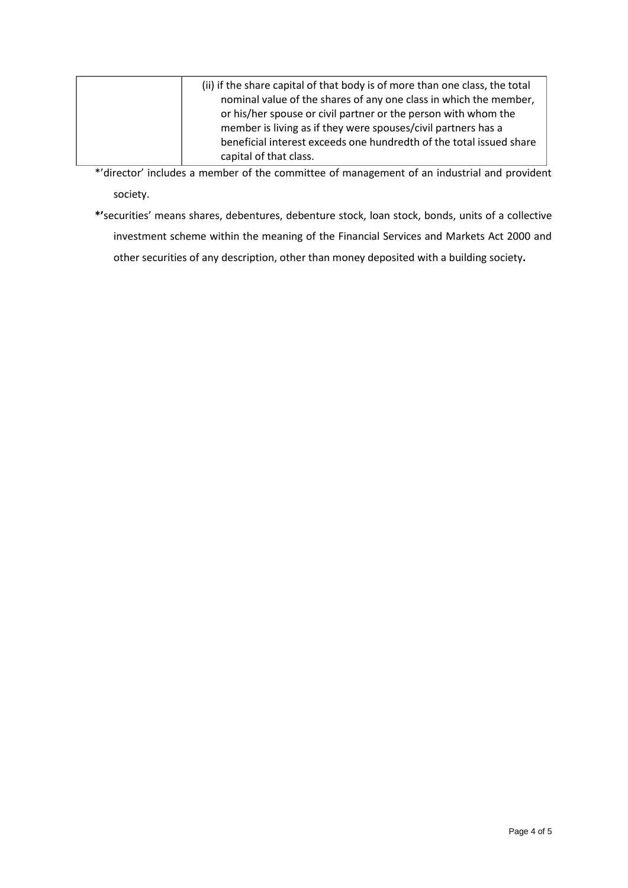| | |
|---|---|
| | (ii) if the share capital of that body is of more than one class, the total nominal value of the shares of any one class in which the member, or his/her spouse or civil partner or the person with whom the member is living as if they were spouses/civil partners has a beneficial interest exceeds one hundredth of the total issued share capital of that class. |

*'director' includes a member of the committee of management of an industrial and provident society.

**\*'**securities' means shares, debentures, debenture stock, loan stock, bonds, units of a collective investment scheme within the meaning of the Financial Services and Markets Act 2000 and other securities of any description, other than money deposited with a building society**.**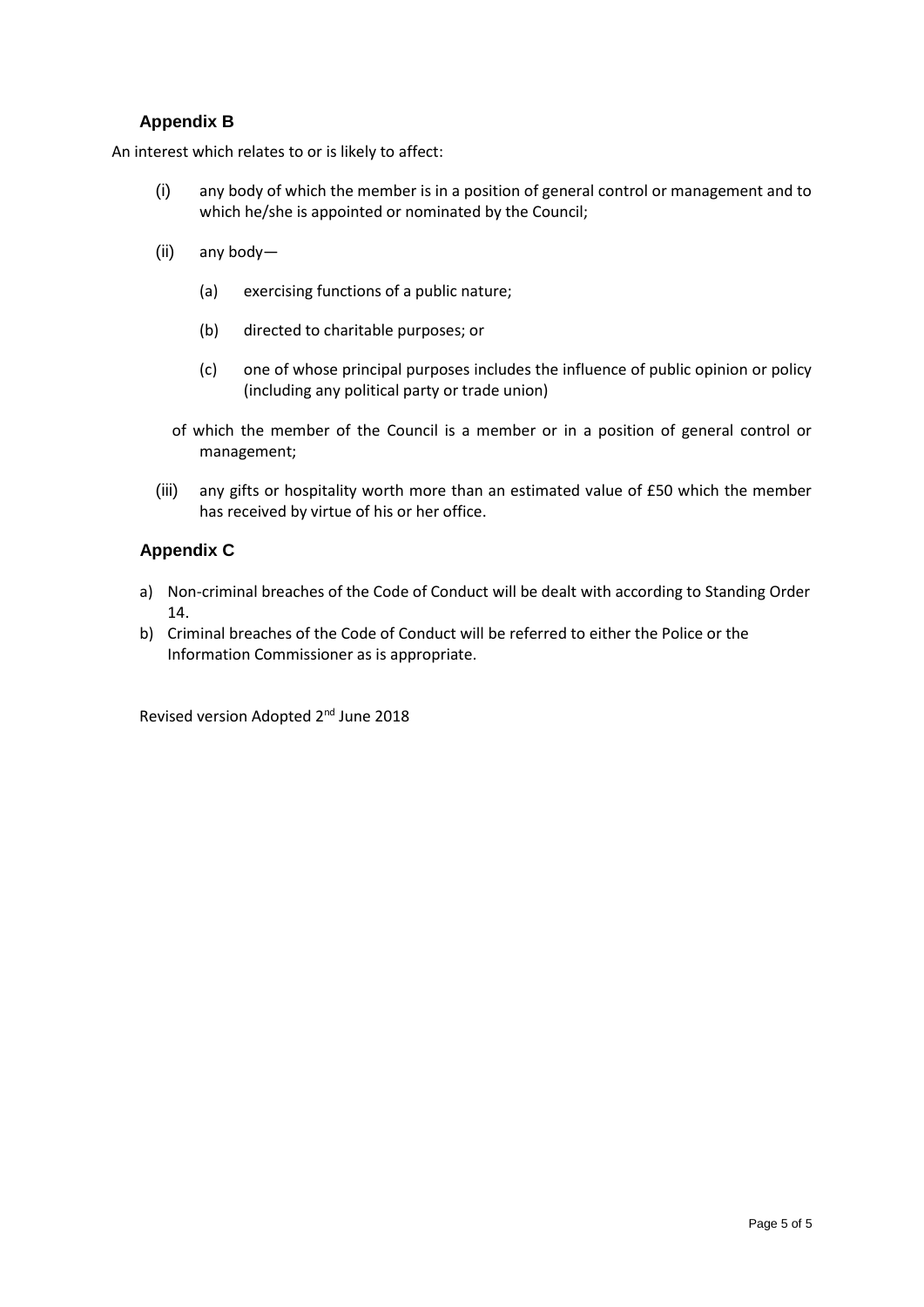## Appendix B

An interest which relates to or is likely to affect:

(i) any body of which the member is in a position of general control or management and to which he/she is appointed or nominated by the Council;

(ii) any body—

(a) exercising functions of a public nature;

(b) directed to charitable purposes; or

(c) one of whose principal purposes includes the influence of public opinion or policy (including any political party or trade union)

of which the member of the Council is a member or in a position of general control or management;

(iii) any gifts or hospitality worth more than an estimated value of £50 which the member has received by virtue of his or her office.

## Appendix C

a) Non-criminal breaches of the Code of Conduct will be dealt with according to Standing Order 14.

b) Criminal breaches of the Code of Conduct will be referred to either the Police or the Information Commissioner as is appropriate.

Revised version Adopted 2nd June 2018